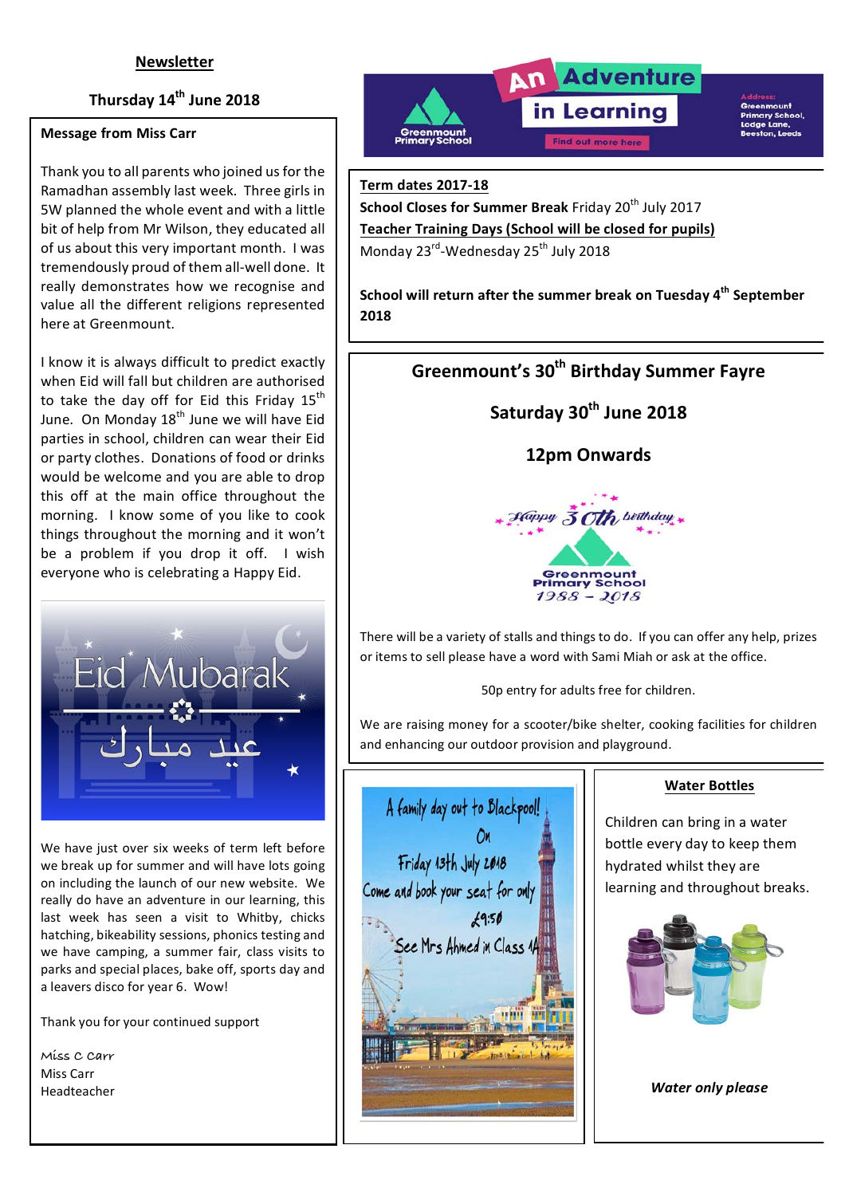# Newsletter

## Thursday 14th June 2018

### Message from Miss Carr

Thank you to all parents who joined us for the Ramadhan assembly last week. Three girls in 5W planned the whole event and with a little bit of help from Mr Wilson, they educated all of us about this very important month. I was tremendously proud of them all-well done. It really demonstrates how we recognise and value all the different religions represented here at Greenmount.

I know it is always difficult to predict exactly when Eid will fall but children are authorised to take the day off for Eid this Friday 15th June. On Monday 18th June we will have Eid parties in school, children can wear their Eid or party clothes. Donations of food or drinks would be welcome and you are able to drop this off at the main office throughout the morning. I know some of you like to cook things throughout the morning and it won't be a problem if you drop it off. I wish everyone who is celebrating a Happy Eid.

Eid Mubarak

عيد مبارك

We have just over six weeks of term left before we break up for summer and will have lots going on including the launch of our new website. We really do have an adventure in our learning, this last week has seen a visit to Whitby, chicks hatching, bikeability sessions, phonics testing and we have camping, a summer fair, class visits to parks and special places, bake off, sports day and a leavers disco for year 6. Wow!

Thank you for your continued support

Miss C Carr
Miss Carr
Headteacher

Greenmount Primary School — An Adventure in Learning — Find out more here

Address: Greenmount Primary School, Lodge Lane, Beeston, Leeds

### Term dates 2017-18

**School Closes for Summer Break** Friday 20th July 2017

**Teacher Training Days (School will be closed for pupils)**
Monday 23rd-Wednesday 25th July 2018

**School will return after the summer break on Tuesday 4th September 2018**

## Greenmount's 30th Birthday Summer Fayre

**Saturday 30th June 2018**

**12pm Onwards**

Happy 30th birthday — Greenmount Primary School 1988 – 2018

There will be a variety of stalls and things to do. If you can offer any help, prizes or items to sell please have a word with Sami Miah or ask at the office.

50p entry for adults free for children.

We are raising money for a scooter/bike shelter, cooking facilities for children and enhancing our outdoor provision and playground.

A family day out to Blackpool!
On
Friday 13th July 2018
Come and book your seat for only
£9.50
See Mrs Ahmed in Class 1A

### Water Bottles

Children can bring in a water bottle every day to keep them hydrated whilst they are learning and throughout breaks.

***Water only please***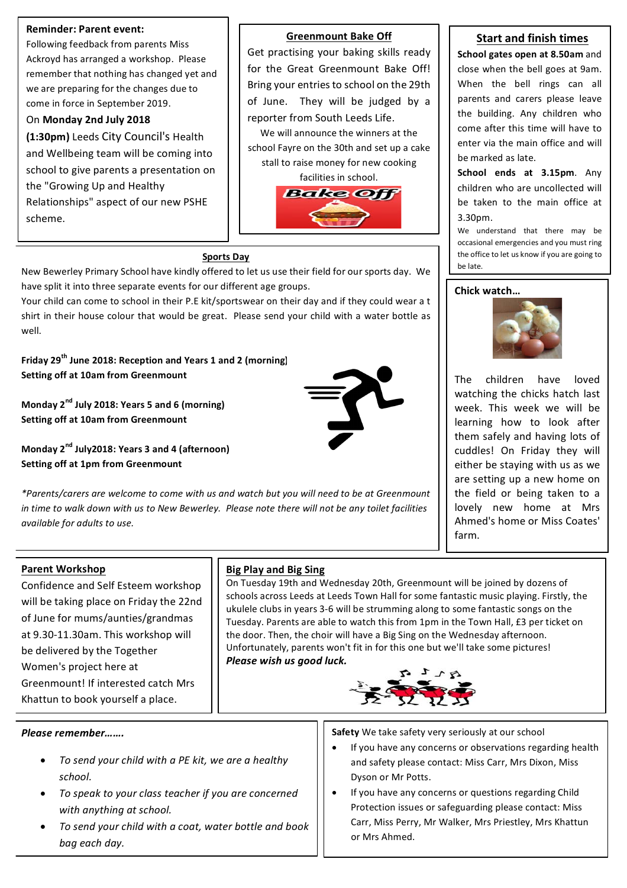**Reminder: Parent event:**

Following feedback from parents Miss Ackroyd has arranged a workshop. Please remember that nothing has changed yet and we are preparing for the changes due to come in force in September 2019.

On **Monday 2nd July 2018 (1:30pm)** Leeds City Council's Health and Wellbeing team will be coming into school to give parents a presentation on the "Growing Up and Healthy Relationships" aspect of our new PSHE scheme.

## Greenmount Bake Off

Get practising your baking skills ready for the Great Greenmount Bake Off! Bring your entries to school on the 29th of June. They will be judged by a reporter from South Leeds Life.

We will announce the winners at the school Fayre on the 30th and set up a cake stall to raise money for new cooking facilities in school.

## Start and finish times

**School gates open at 8.50am** and close when the bell goes at 9am. When the bell rings can all parents and carers please leave the building. Any children who come after this time will have to enter via the main office and will be marked as late.

**School ends at 3.15pm**. Any children who are uncollected will be taken to the main office at 3.30pm.

We understand that there may be occasional emergencies and you must ring the office to let us know if you are going to be late.

## Sports Day

New Bewerley Primary School have kindly offered to let us use their field for our sports day. We have split it into three separate events for our different age groups.

Your child can come to school in their P.E kit/sportswear on their day and if they could wear a t shirt in their house colour that would be great. Please send your child with a water bottle as well.

**Friday 29th June 2018: Reception and Years 1 and 2 (morning)**
**Setting off at 10am from Greenmount**

**Monday 2nd July 2018: Years 5 and 6 (morning)**
**Setting off at 10am from Greenmount**

**Monday 2nd July2018: Years 3 and 4 (afternoon)**
**Setting off at 1pm from Greenmount**

*\*Parents/carers are welcome to come with us and watch but you will need to be at Greenmount in time to walk down with us to New Bewerley. Please note there will not be any toilet facilities available for adults to use.*

**Chick watch…**

The children have loved watching the chicks hatch last week. This week we will be learning how to look after them safely and having lots of cuddles! On Friday they will either be staying with us as we are setting up a new home on the field or being taken to a lovely new home at Mrs Ahmed's home or Miss Coates' farm.

## Parent Workshop

Confidence and Self Esteem workshop will be taking place on Friday the 22nd of June for mums/aunties/grandmas at 9.30-11.30am. This workshop will be delivered by the Together Women's project here at Greenmount! If interested catch Mrs Khattun to book yourself a place.

## Big Play and Big Sing

On Tuesday 19th and Wednesday 20th, Greenmount will be joined by dozens of schools across Leeds at Leeds Town Hall for some fantastic music playing. Firstly, the ukulele clubs in years 3-6 will be strumming along to some fantastic songs on the Tuesday. Parents are able to watch this from 1pm in the Town Hall, £3 per ticket on the door. Then, the choir will have a Big Sing on the Wednesday afternoon. Unfortunately, parents won't fit in for this one but we'll take some pictures!

***Please wish us good luck.***

***Please remember…….***

- *To send your child with a PE kit, we are a healthy school.*
- *To speak to your class teacher if you are concerned with anything at school.*
- *To send your child with a coat, water bottle and book bag each day.*

**Safety** We take safety very seriously at our school

- If you have any concerns or observations regarding health and safety please contact: Miss Carr, Mrs Dixon, Miss Dyson or Mr Potts.
- If you have any concerns or questions regarding Child Protection issues or safeguarding please contact: Miss Carr, Miss Perry, Mr Walker, Mrs Priestley, Mrs Khattun or Mrs Ahmed.